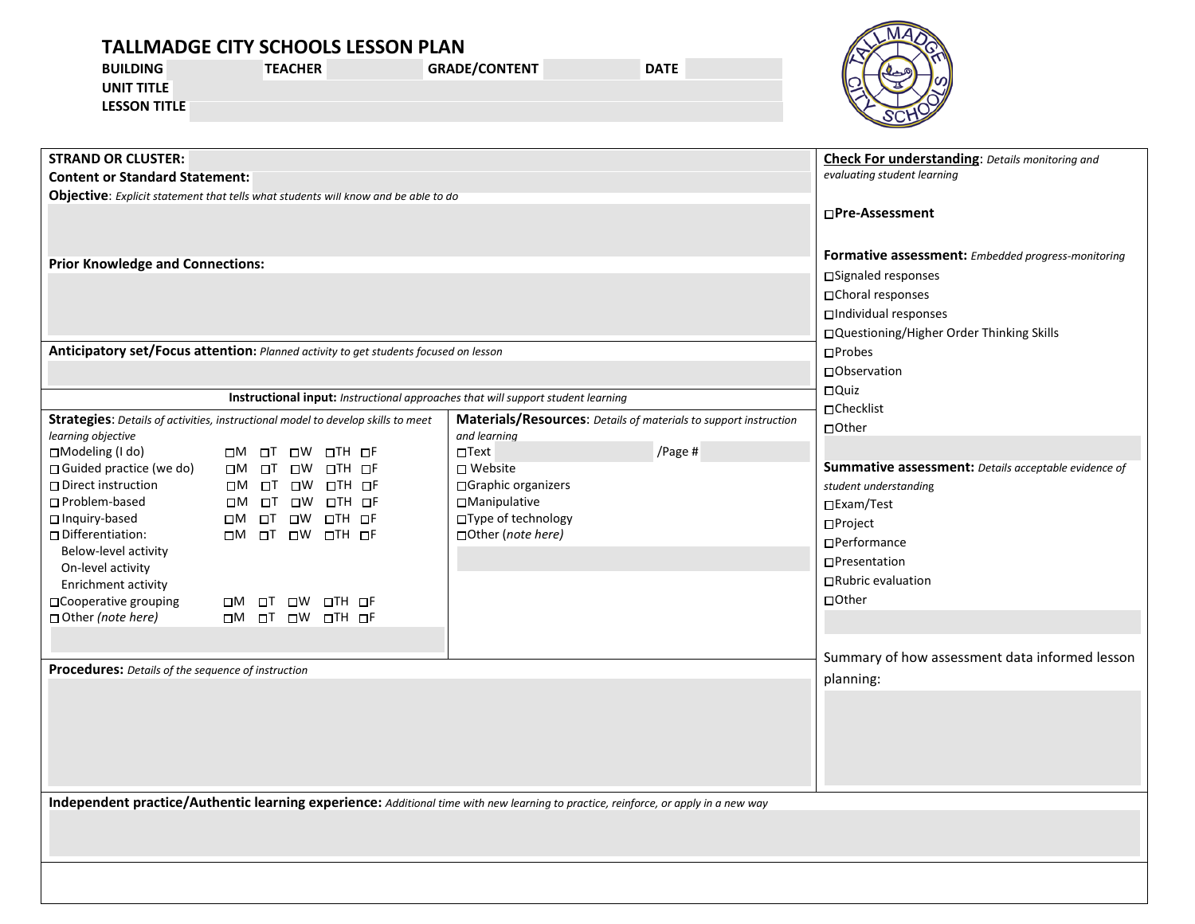# TALLMADGE CITY SCHOOLS LESSON PLAN

**BUILDING** | **TEACHER** | **GRADE/CONTENT** | **DATE**

**UNIT TITLE**

**LESSON TITLE**

**STRAND OR CLUSTER:**

**Content or Standard Statement:**

**Objective**: *Explicit statement that tells what students will know and be able to do*

**Prior Knowledge and Connections:**

**Anticipatory set/Focus attention:** *Planned activity to get students focused on lesson*

**Instructional input:** *Instructional approaches that will support student learning*

**Strategies**: *Details of activities, instructional model to develop skills to meet learning objective*

| Strategy | Days |
|---|---|
| ☐Modeling (I do) | ☐M ☐T ☐W ☐TH ☐F |
| ☐ Guided practice (we do) | ☐M ☐T ☐W ☐TH ☐F |
| ☐ Direct instruction | ☐M ☐T ☐W ☐TH ☐F |
| ☐ Problem-based | ☐M ☐T ☐W ☐TH ☐F |
| ☐ Inquiry-based | ☐M ☐T ☐W ☐TH ☐F |
| ☐ Differentiation: Below-level activity, On-level activity, Enrichment activity | ☐M ☐T ☐W ☐TH ☐F |
| ☐Cooperative grouping | ☐M ☐T ☐W ☐TH ☐F |
| ☐ Other *(note here)* | ☐M ☐T ☐W ☐TH ☐F |

**Materials/Resources**: *Details of materials to support instruction and learning*

- ☐Text _______ /Page #
- ☐ Website
- ☐Graphic organizers
- ☐Manipulative
- ☐Type of technology
- ☐Other (*note here)*

**Procedures:** *Details of the sequence of instruction*

**Check For understanding**: *Details monitoring and evaluating student learning*

☐**Pre-Assessment**

**Formative assessment:** *Embedded progress-monitoring*

- ☐Signaled responses
- ☐Choral responses
- ☐Individual responses
- ☐Questioning/Higher Order Thinking Skills
- ☐Probes
- ☐Observation
- ☐Quiz
- ☐Checklist
- ☐Other

**Summative assessment:** *Details acceptable evidence of student understanding*

- ☐Exam/Test
- ☐Project
- ☐Performance
- ☐Presentation
- ☐Rubric evaluation
- ☐Other

Summary of how assessment data informed lesson planning:

**Independent practice/Authentic learning experience:** *Additional time with new learning to practice, reinforce, or apply in a new way*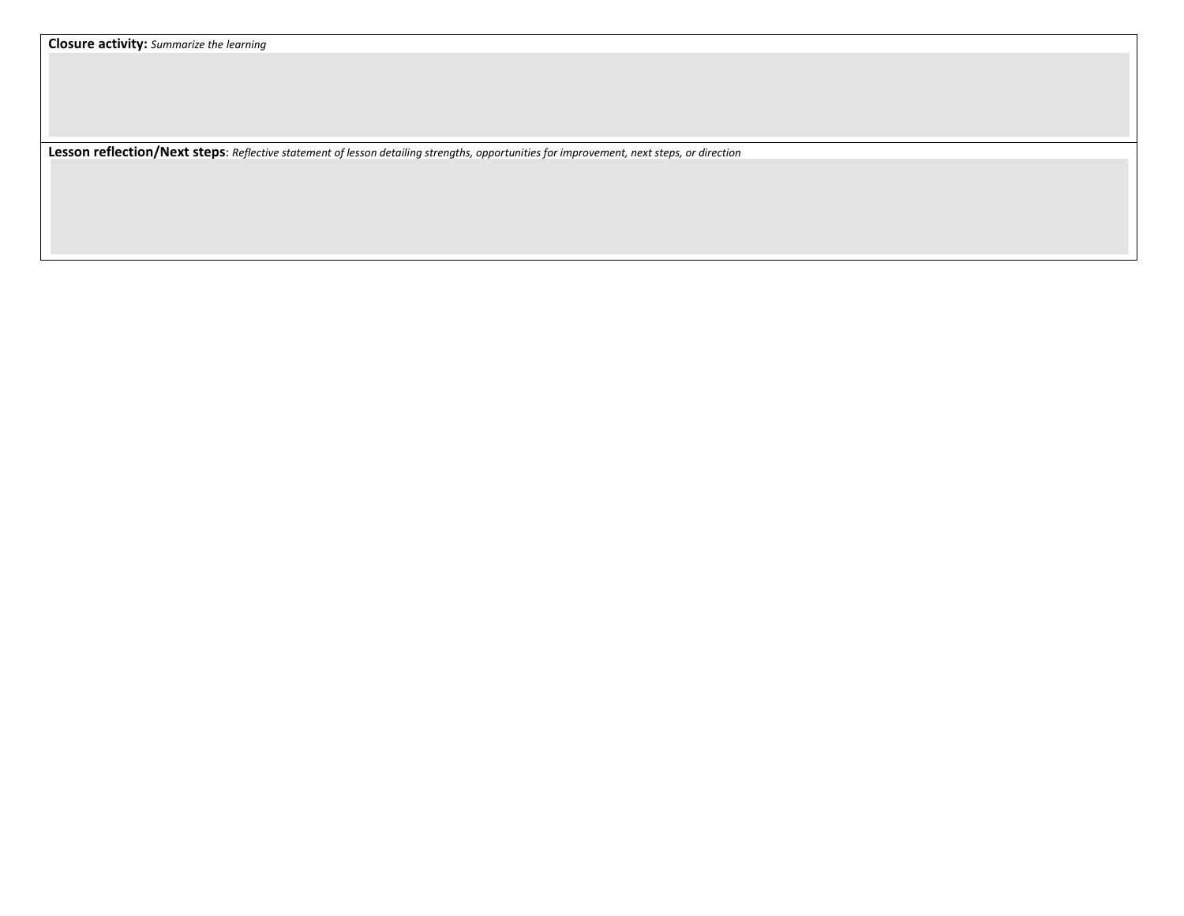**Closure activity:** *Summarize the learning*

**Lesson reflection/Next steps**: *Reflective statement of lesson detailing strengths, opportunities for improvement, next steps, or direction*